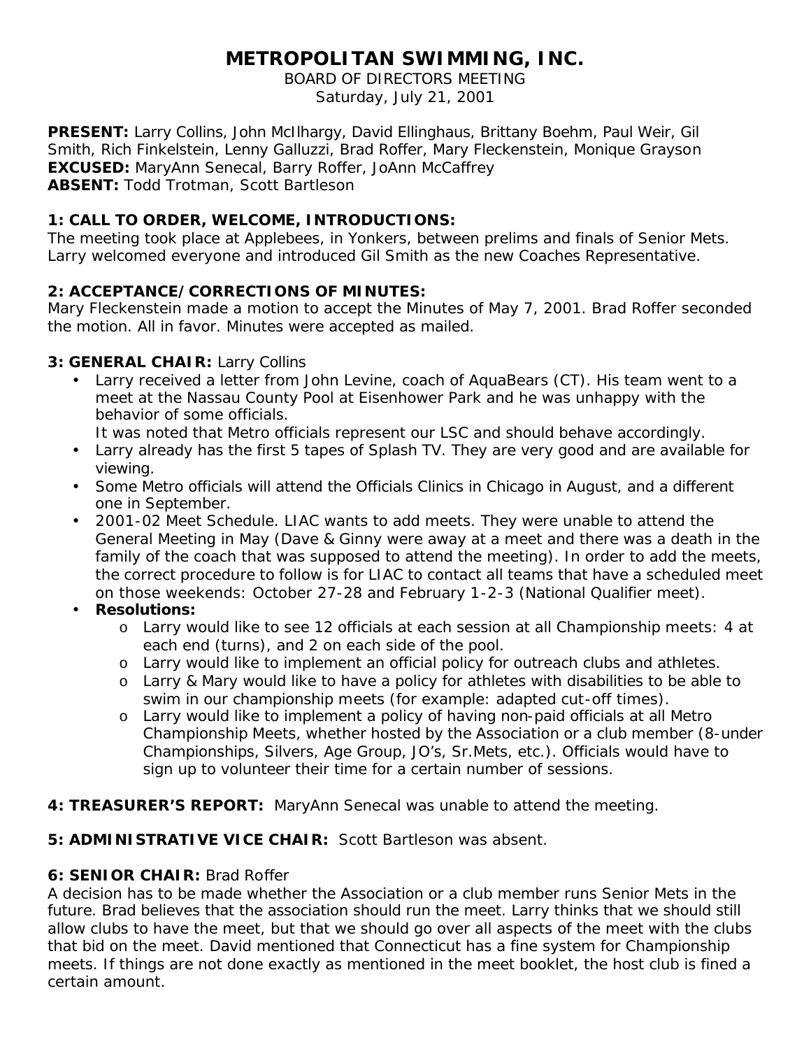# METROPOLITAN SWIMMING, INC.

BOARD OF DIRECTORS MEETING
Saturday, July 21, 2001

**PRESENT:** Larry Collins, John McIlhargy, David Ellinghaus, Brittany Boehm, Paul Weir, Gil Smith, Rich Finkelstein, Lenny Galluzzi, Brad Roffer, Mary Fleckenstein, Monique Grayson
**EXCUSED:** MaryAnn Senecal, Barry Roffer, JoAnn McCaffrey
**ABSENT:** Todd Trotman, Scott Bartleson

**1: CALL TO ORDER, WELCOME, INTRODUCTIONS:**
The meeting took place at Applebees, in Yonkers, between prelims and finals of Senior Mets. Larry welcomed everyone and introduced Gil Smith as the new Coaches Representative.

**2: ACCEPTANCE/CORRECTIONS OF MINUTES:**
Mary Fleckenstein made a motion to accept the Minutes of May 7, 2001. Brad Roffer seconded the motion. All in favor. Minutes were accepted as mailed.

**3: GENERAL CHAIR:** Larry Collins

- Larry received a letter from John Levine, coach of AquaBears (CT). His team went to a meet at the Nassau County Pool at Eisenhower Park and he was unhappy with the behavior of some officials.
  It was noted that Metro officials represent our LSC and should behave accordingly.
- Larry already has the first 5 tapes of Splash TV. They are very good and are available for viewing.
- Some Metro officials will attend the Officials Clinics in Chicago in August, and a different one in September.
- 2001-02 Meet Schedule. LIAC wants to add meets. They were unable to attend the General Meeting in May (Dave & Ginny were away at a meet and there was a death in the family of the coach that was supposed to attend the meeting). In order to add the meets, the correct procedure to follow is for LIAC to contact all teams that have a scheduled meet on those weekends: October 27-28 and February 1-2-3 (National Qualifier meet).
- **Resolutions:**
  - Larry would like to see 12 officials at each session at all Championship meets: 4 at each end (turns), and 2 on each side of the pool.
  - Larry would like to implement an official policy for outreach clubs and athletes.
  - Larry & Mary would like to have a policy for athletes with disabilities to be able to swim in our championship meets (for example: adapted cut-off times).
  - Larry would like to implement a policy of having non-paid officials at all Metro Championship Meets, whether hosted by the Association or a club member (8-under Championships, Silvers, Age Group, JO's, Sr.Mets, etc.). Officials would have to sign up to volunteer their time for a certain number of sessions.

**4: TREASURER'S REPORT:** MaryAnn Senecal was unable to attend the meeting.

**5: ADMINISTRATIVE VICE CHAIR:** Scott Bartleson was absent.

**6: SENIOR CHAIR:** Brad Roffer
A decision has to be made whether the Association or a club member runs Senior Mets in the future. Brad believes that the association should run the meet. Larry thinks that we should still allow clubs to have the meet, but that we should go over all aspects of the meet with the clubs that bid on the meet. David mentioned that Connecticut has a fine system for Championship meets. If things are not done exactly as mentioned in the meet booklet, the host club is fined a certain amount.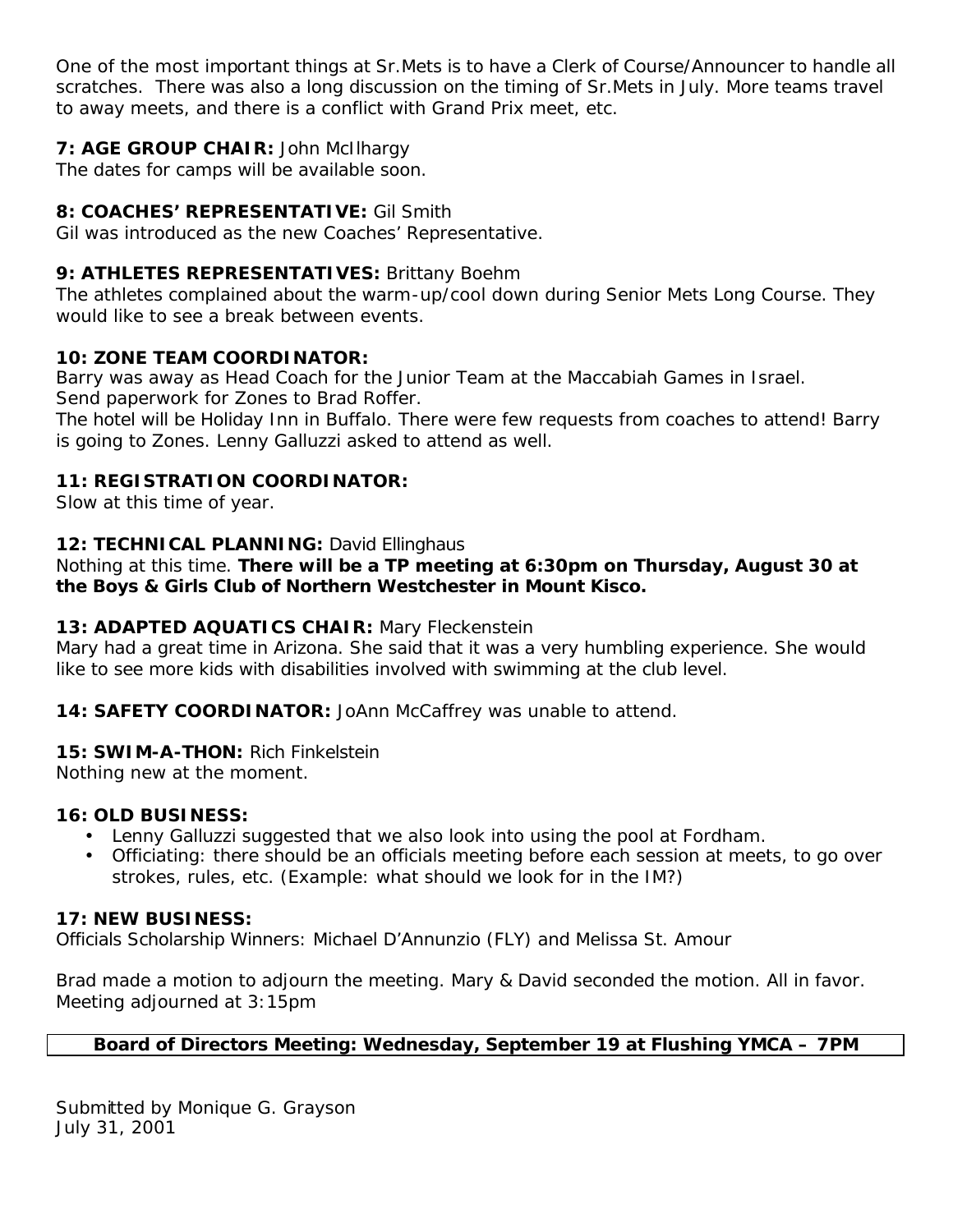One of the most important things at Sr.Mets is to have a Clerk of Course/Announcer to handle all scratches. There was also a long discussion on the timing of Sr.Mets in July. More teams travel to away meets, and there is a conflict with Grand Prix meet, etc.

**7: AGE GROUP CHAIR:** John McIlhargy
The dates for camps will be available soon.

**8: COACHES' REPRESENTATIVE:** Gil Smith
Gil was introduced as the new Coaches' Representative.

**9: ATHLETES REPRESENTATIVES:** Brittany Boehm
The athletes complained about the warm-up/cool down during Senior Mets Long Course. They would like to see a break between events.

**10: ZONE TEAM COORDINATOR:**
Barry was away as Head Coach for the Junior Team at the Maccabiah Games in Israel.
Send paperwork for Zones to Brad Roffer.
The hotel will be Holiday Inn in Buffalo. There were few requests from coaches to attend! Barry is going to Zones. Lenny Galluzzi asked to attend as well.

**11: REGISTRATION COORDINATOR:**
Slow at this time of year.

**12: TECHNICAL PLANNING:** David Ellinghaus
Nothing at this time. **There will be a TP meeting at 6:30pm on Thursday, August 30 at the Boys & Girls Club of Northern Westchester in Mount Kisco.**

**13: ADAPTED AQUATICS CHAIR:** Mary Fleckenstein
Mary had a great time in Arizona. She said that it was a very humbling experience. She would like to see more kids with disabilities involved with swimming at the club level.

**14: SAFETY COORDINATOR:** JoAnn McCaffrey was unable to attend.

**15: SWIM-A-THON:** Rich Finkelstein
Nothing new at the moment.

**16: OLD BUSINESS:**

- Lenny Galluzzi suggested that we also look into using the pool at Fordham.
- Officiating: there should be an officials meeting before each session at meets, to go over strokes, rules, etc. (Example: what should we look for in the IM?)

**17: NEW BUSINESS:**
Officials Scholarship Winners: Michael D'Annunzio (FLY) and Melissa St. Amour

Brad made a motion to adjourn the meeting. Mary & David seconded the motion. All in favor.
Meeting adjourned at 3:15pm

**Board of Directors Meeting: Wednesday, September 19 at Flushing YMCA – 7PM**

Submitted by Monique G. Grayson
July 31, 2001